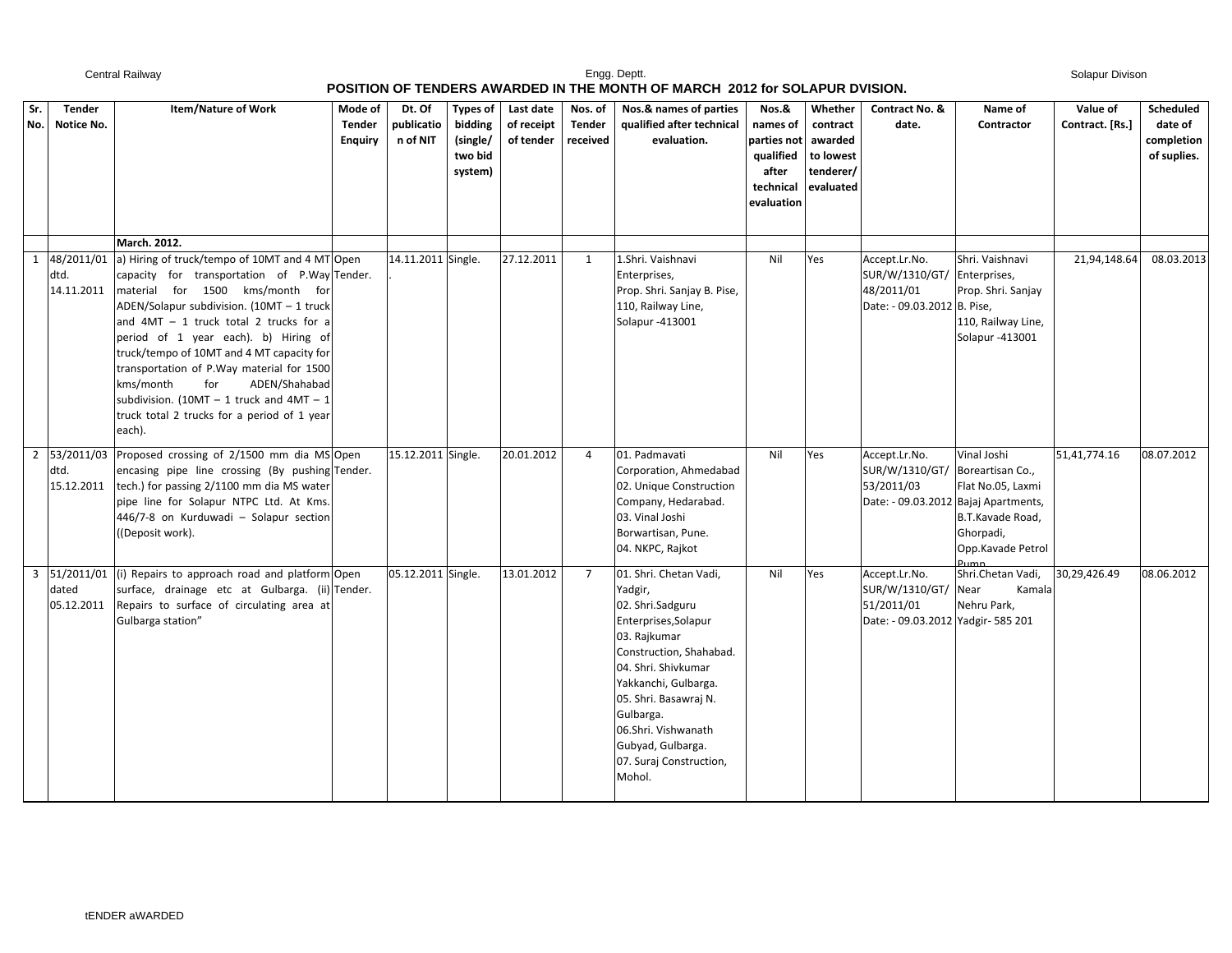Central Railway Engg. Deptt. Solapur Divison

# POSITION OF TENDERS AWARDED IN THE MONTH OF MARCH 2012 for SOLAPUR DVISION.

| Sr. No. | Tender Notice No. | Item/Nature of Work | Mode of Tender Enquiry | Dt. Of publication of NIT | Types of bidding (single/ two bid system) | Last date of receipt of tender | Nos. of Tender received | Nos.& names of parties qualified after technical evaluation. | Nos.& names of parties not qualified after technical evaluation | Whether contract awarded to lowest tenderer/ evaluated | Contract No. & date. | Name of Contractor | Value of Contract. [Rs.] | Scheduled date of completion of suplies. |
|---|---|---|---|---|---|---|---|---|---|---|---|---|---|---|
| | | **March. 2012.** | | | | | | | | | | | | |
| 1 | 48/2011/01 dtd. 14.11.2011 | a) Hiring of truck/tempo of 10MT and 4 MT capacity for transportation of P.Way material for 1500 kms/month for ADEN/Solapur subdivision. (10MT – 1 truck and 4MT – 1 truck total 2 trucks for a period of 1 year each). b) Hiring of truck/tempo of 10MT and 4 MT capacity for transportation of P.Way material for 1500 kms/month for ADEN/Shahabad subdivision. (10MT – 1 truck and 4MT – 1 truck total 2 trucks for a period of 1 year each). | Open Tender. | 14.11.2011 . | Single. | 27.12.2011 | 1 | 1.Shri. Vaishnavi Enterprises, Prop. Shri. Sanjay B. Pise, 110, Railway Line, Solapur -413001 | Nil | Yes | Accept.Lr.No. SUR/W/1310/GT/ 48/2011/01 Date: - 09.03.2012 | Shri. Vaishnavi Enterprises, Prop. Shri. Sanjay B. Pise, 110, Railway Line, Solapur -413001 | 21,94,148.64 | 08.03.2013 |
| 2 | 53/2011/03 dtd. 15.12.2011 | Proposed crossing of 2/1500 mm dia MS encasing pipe line crossing (By pushing tech.) for passing 2/1100 mm dia MS water pipe line for Solapur NTPC Ltd. At Kms. 446/7-8 on Kurduwadi – Solapur section ((Deposit work). | Open Tender. | 15.12.2011 | Single. | 20.01.2012 | 4 | 01. Padmavati Corporation, Ahmedabad 02. Unique Construction Company, Hedarabad. 03. Vinal Joshi Borwartisan, Pune. 04. NKPC, Rajkot | Nil | Yes | Accept.Lr.No. SUR/W/1310/GT/ 53/2011/03 Date: - 09.03.2012 | Vinal Joshi Boreartisan Co., Flat No.05, Laxmi Bajaj Apartments, B.T.Kavade Road, Ghorpadi, Opp.Kavade Petrol Pump | 51,41,774.16 | 08.07.2012 |
| 3 | 51/2011/01 dated 05.12.2011 | (i) Repairs to approach road and platform surface, drainage etc at Gulbarga. (ii) Repairs to surface of circulating area at Gulbarga station" | Open Tender. | 05.12.2011 | Single. | 13.01.2012 | 7 | 01. Shri. Chetan Vadi, Yadgir, 02. Shri.Sadguru Enterprises,Solapur 03. Rajkumar Construction, Shahabad. 04. Shri. Shivkumar Yakkanchi, Gulbarga. 05. Shri. Basawraj N. Gulbarga. 06.Shri. Vishwanath Gubyad, Gulbarga. 07. Suraj Construction, Mohol. | Nil | Yes | Accept.Lr.No. SUR/W/1310/GT/ 51/2011/01 Date: - 09.03.2012 | Shri.Chetan Vadi, Near Kamala Nehru Park, Yadgir- 585 201 | 30,29,426.49 | 08.06.2012 |

tENDER aWARDED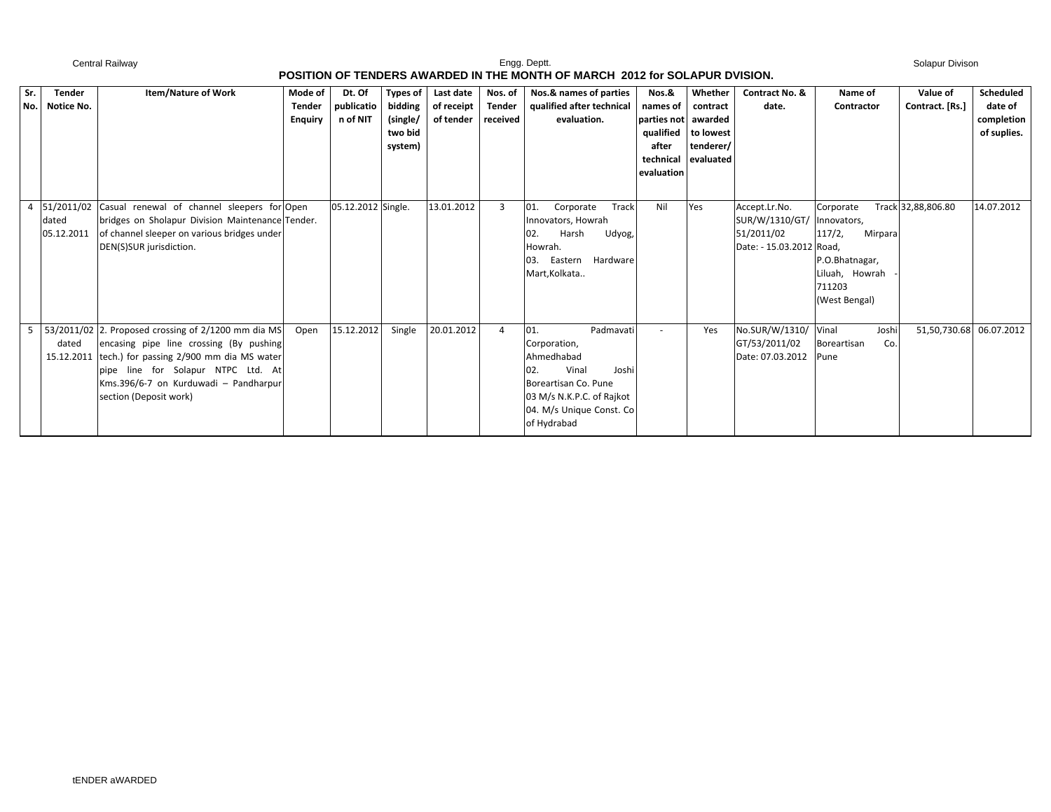Central Railway Engg. Deptt. Solapur Divison

# POSITION OF TENDERS AWARDED IN THE MONTH OF MARCH 2012 for SOLAPUR DVISION.

| Sr. No. | Tender Notice No. | Item/Nature of Work | Mode of Tender Enquiry | Dt. Of publication of NIT | Types of bidding (single/ two bid system) | Last date of receipt of tender | Nos. of Tender received | Nos.& names of parties qualified after technical evaluation. | Nos.& names of parties not qualified after technical evaluation | Whether contract awarded to lowest tenderer/ evaluated | Contract No. & date. | Name of Contractor | Value of Contract. [Rs.] | Scheduled date of completion of suplies. |
|---|---|---|---|---|---|---|---|---|---|---|---|---|---|---|
| 4 | 51/2011/02 dated 05.12.2011 | Casual renewal of channel sleepers for bridges on Sholapur Division Maintenance of channel sleeper on various bridges under DEN(S)SUR jurisdiction. | Open Tender. | 05.12.2012 | Single. | 13.01.2012 | 3 | 01. Corporate Track Innovators, Howrah 02. Harsh Udyog, Howrah. 03. Eastern Hardware Mart,Kolkata.. | Nil | Yes | Accept.Lr.No. SUR/W/1310/GT/ 51/2011/02 Date: - 15.03.2012 | Corporate Track Innovators, 117/2, Mirpara Road, P.O.Bhatnagar, Liluah, Howrah - 711203 (West Bengal) | 32,88,806.80 | 14.07.2012 |
| 5 | 53/2011/02 dated 15.12.2011 | 2. Proposed crossing of 2/1200 mm dia MS encasing pipe line crossing (By pushing tech.) for passing 2/900 mm dia MS water pipe line for Solapur NTPC Ltd. At Kms.396/6-7 on Kurduwadi – Pandharpur section (Deposit work) | Open | 15.12.2012 | Single | 20.01.2012 | 4 | 01. Padmavati Corporation, Ahmedhabad 02. Vinal Joshi Boreartisan Co. Pune 03 M/s N.K.P.C. of Rajkot 04. M/s Unique Const. Co of Hydrabad | - | Yes | No.SUR/W/1310/ GT/53/2011/02 Date: 07.03.2012 | Vinal Joshi Boreartisan Co. Pune | 51,50,730.68 | 06.07.2012 |